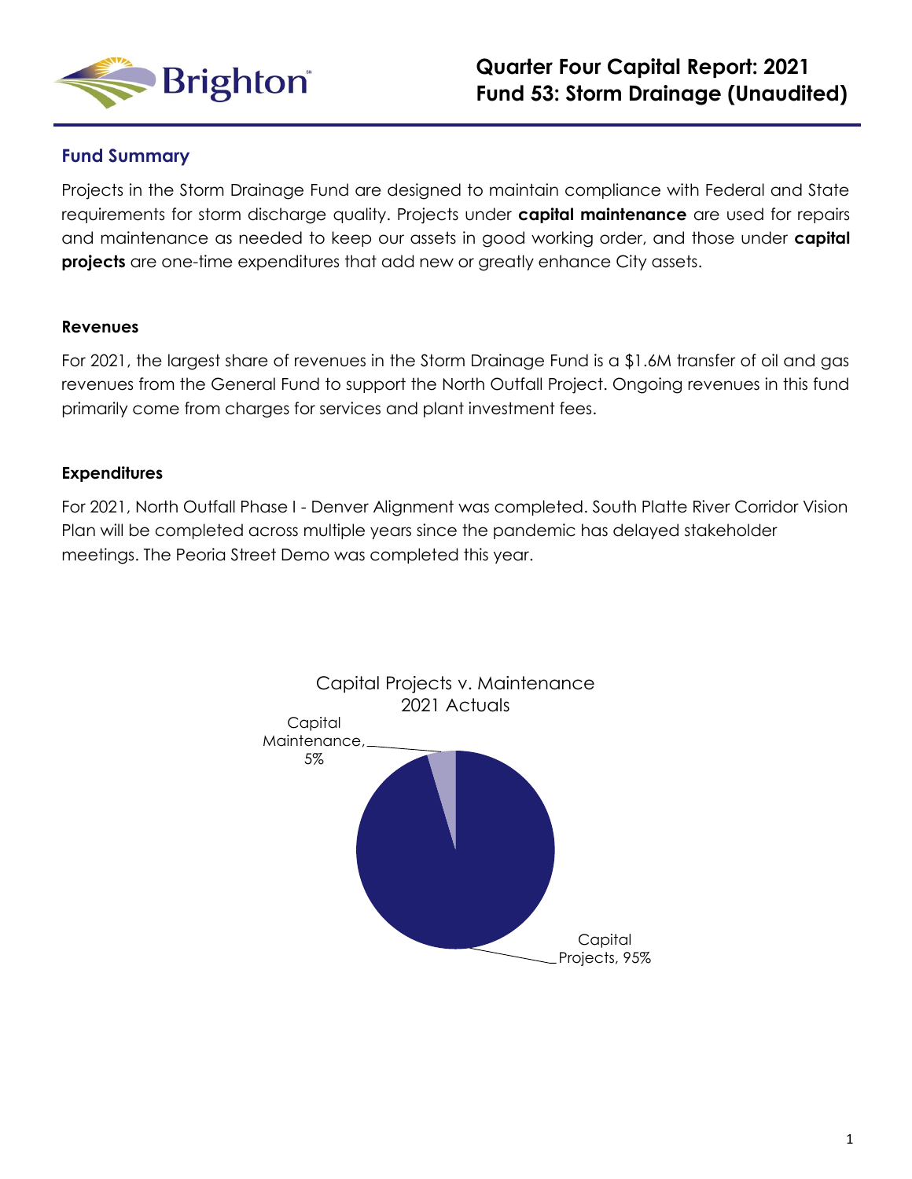# Quarter Four Capital Report: 2021
# Fund 53: Storm Drainage (Unaudited)

## Fund Summary

Projects in the Storm Drainage Fund are designed to maintain compliance with Federal and State requirements for storm discharge quality. Projects under **capital maintenance** are used for repairs and maintenance as needed to keep our assets in good working order, and those under **capital projects** are one-time expenditures that add new or greatly enhance City assets.

### Revenues

For 2021, the largest share of revenues in the Storm Drainage Fund is a $1.6M transfer of oil and gas revenues from the General Fund to support the North Outfall Project. Ongoing revenues in this fund primarily come from charges for services and plant investment fees.

### Expenditures

For 2021, North Outfall Phase I - Denver Alignment was completed. South Platte River Corridor Vision Plan will be completed across multiple years since the pandemic has delayed stakeholder meetings. The Peoria Street Demo was completed this year.

Capital Projects v. Maintenance
2021 Actuals

Capital Maintenance, 5%

Capital Projects, 95%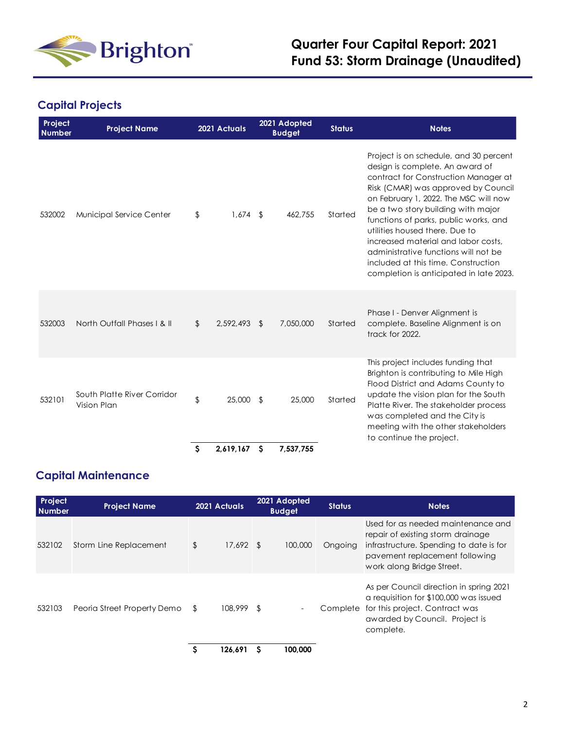# Quarter Four Capital Report: 2021
# Fund 53: Storm Drainage (Unaudited)

## Capital Projects

| Project Number | Project Name | 2021 Actuals | 2021 Adopted Budget | Status | Notes |
|---|---|---|---|---|---|
| 532002 | Municipal Service Center | $ 1,674 | $ 462,755 | Started | Project is on schedule, and 30 percent design is complete. An award of contract for Construction Manager at Risk (CMAR) was approved by Council on February 1, 2022. The MSC will now be a two story building with major functions of parks, public works, and utilities housed there. Due to increased material and labor costs, administrative functions will not be included at this time. Construction completion is anticipated in late 2023. |
| 532003 | North Outfall Phases I & II | $ 2,592,493 | $ 7,050,000 | Started | Phase I - Denver Alignment is complete. Baseline Alignment is on track for 2022. |
| 532101 | South Platte River Corridor Vision Plan | $ 25,000 | $ 25,000 | Started | This project includes funding that Brighton is contributing to Mile High Flood District and Adams County to update the vision plan for the South Platte River. The stakeholder process was completed and the City is meeting with the other stakeholders to continue the project. |
| | | **$ 2,619,167** | **$ 7,537,755** | | |

## Capital Maintenance

| Project Number | Project Name | 2021 Actuals | 2021 Adopted Budget | Status | Notes |
|---|---|---|---|---|---|
| 532102 | Storm Line Replacement | $ 17,692 | $ 100,000 | Ongoing | Used for as needed maintenance and repair of existing storm drainage infrastructure. Spending to date is for pavement replacement following work along Bridge Street. |
| 532103 | Peoria Street Property Demo | $ 108,999 | $ - | Complete | As per Council direction in spring 2021 a requisition for $100,000 was issued for this project. Contract was awarded by Council. Project is complete. |
| | | **$ 126,691** | **$ 100,000** | | |